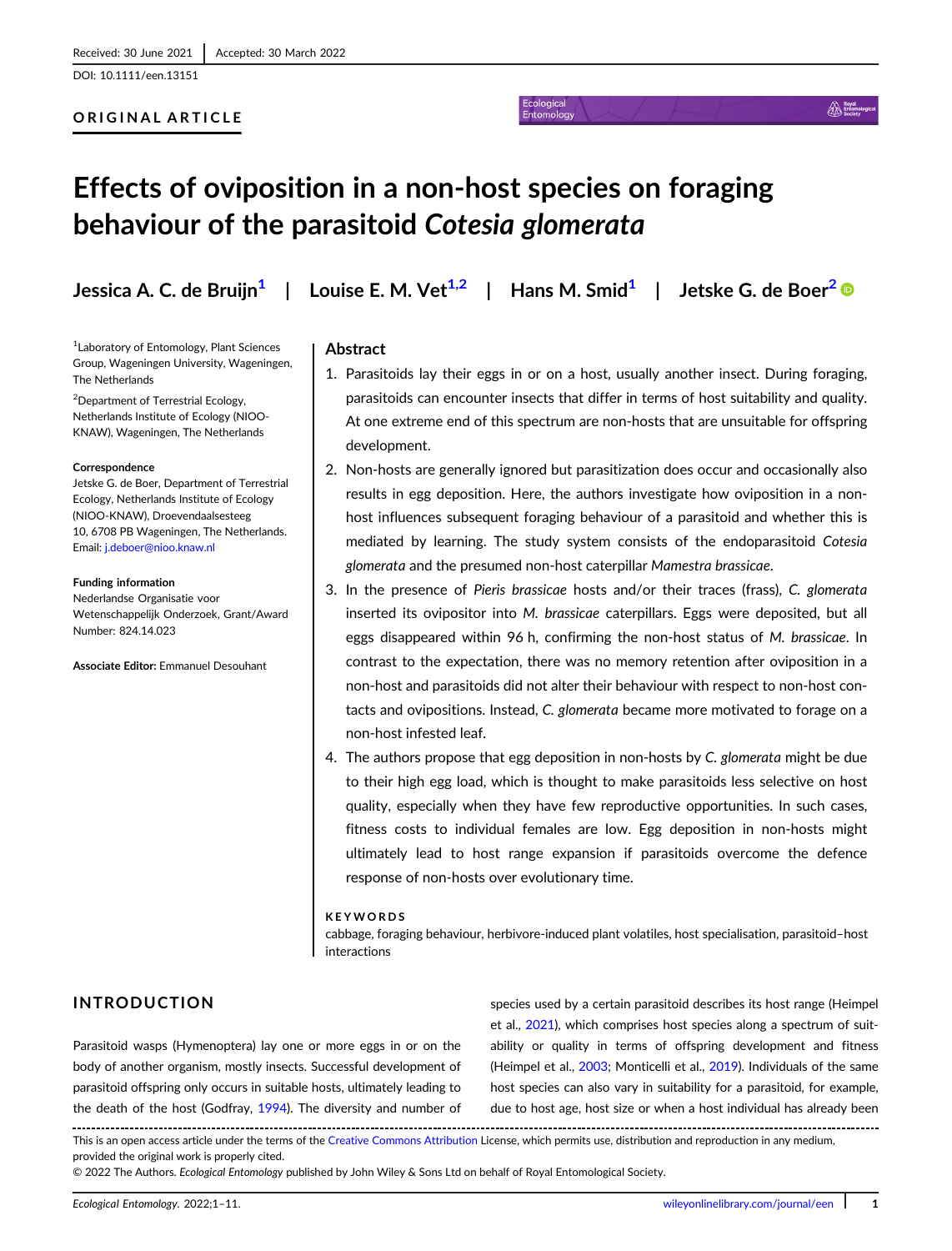Received: 30 June 2021 | Accepted: 30 March 2022

DOI: 10.1111/een.13151

ORIGINAL ARTICLE

# Effects of oviposition in a non-host species on foraging behaviour of the parasitoid *Cotesia glomerata*

**Jessica A. C. de Bruijn**[1] | **Louise E. M. Vet**[1,2] | **Hans M. Smid**[1] | **Jetske G. de Boer**[2]

[1]Laboratory of Entomology, Plant Sciences Group, Wageningen University, Wageningen, The Netherlands

[2]Department of Terrestrial Ecology, Netherlands Institute of Ecology (NIOO-KNAW), Wageningen, The Netherlands

**Correspondence**
Jetske G. de Boer, Department of Terrestrial Ecology, Netherlands Institute of Ecology (NIOO-KNAW), Droevendaalsesteeg 10, 6708 PB Wageningen, The Netherlands.
Email: j.deboer@nioo.knaw.nl

**Funding information**
Nederlandse Organisatie voor Wetenschappelijk Onderzoek, Grant/Award Number: 824.14.023

**Associate Editor:** Emmanuel Desouhant

## Abstract

1. Parasitoids lay their eggs in or on a host, usually another insect. During foraging, parasitoids can encounter insects that differ in terms of host suitability and quality. At one extreme end of this spectrum are non-hosts that are unsuitable for offspring development.
2. Non-hosts are generally ignored but parasitization does occur and occasionally also results in egg deposition. Here, the authors investigate how oviposition in a non-host influences subsequent foraging behaviour of a parasitoid and whether this is mediated by learning. The study system consists of the endoparasitoid *Cotesia glomerata* and the presumed non-host caterpillar *Mamestra brassicae*.
3. In the presence of *Pieris brassicae* hosts and/or their traces (frass), *C. glomerata* inserted its ovipositor into *M. brassicae* caterpillars. Eggs were deposited, but all eggs disappeared within 96 h, confirming the non-host status of *M. brassicae*. In contrast to the expectation, there was no memory retention after oviposition in a non-host and parasitoids did not alter their behaviour with respect to non-host contacts and ovipositions. Instead, *C. glomerata* became more motivated to forage on a non-host infested leaf.
4. The authors propose that egg deposition in non-hosts by *C. glomerata* might be due to their high egg load, which is thought to make parasitoids less selective on host quality, especially when they have few reproductive opportunities. In such cases, fitness costs to individual females are low. Egg deposition in non-hosts might ultimately lead to host range expansion if parasitoids overcome the defence response of non-hosts over evolutionary time.

**KEYWORDS**
cabbage, foraging behaviour, herbivore-induced plant volatiles, host specialisation, parasitoid–host interactions

## INTRODUCTION

Parasitoid wasps (Hymenoptera) lay one or more eggs in or on the body of another organism, mostly insects. Successful development of parasitoid offspring only occurs in suitable hosts, ultimately leading to the death of the host (Godfray, 1994). The diversity and number of species used by a certain parasitoid describes its host range (Heimpel et al., 2021), which comprises host species along a spectrum of suitability or quality in terms of offspring development and fitness (Heimpel et al., 2003; Monticelli et al., 2019). Individuals of the same host species can also vary in suitability for a parasitoid, for example, due to host age, host size or when a host individual has already been

This is an open access article under the terms of the Creative Commons Attribution License, which permits use, distribution and reproduction in any medium, provided the original work is properly cited.
© 2022 The Authors. *Ecological Entomology* published by John Wiley & Sons Ltd on behalf of Royal Entomological Society.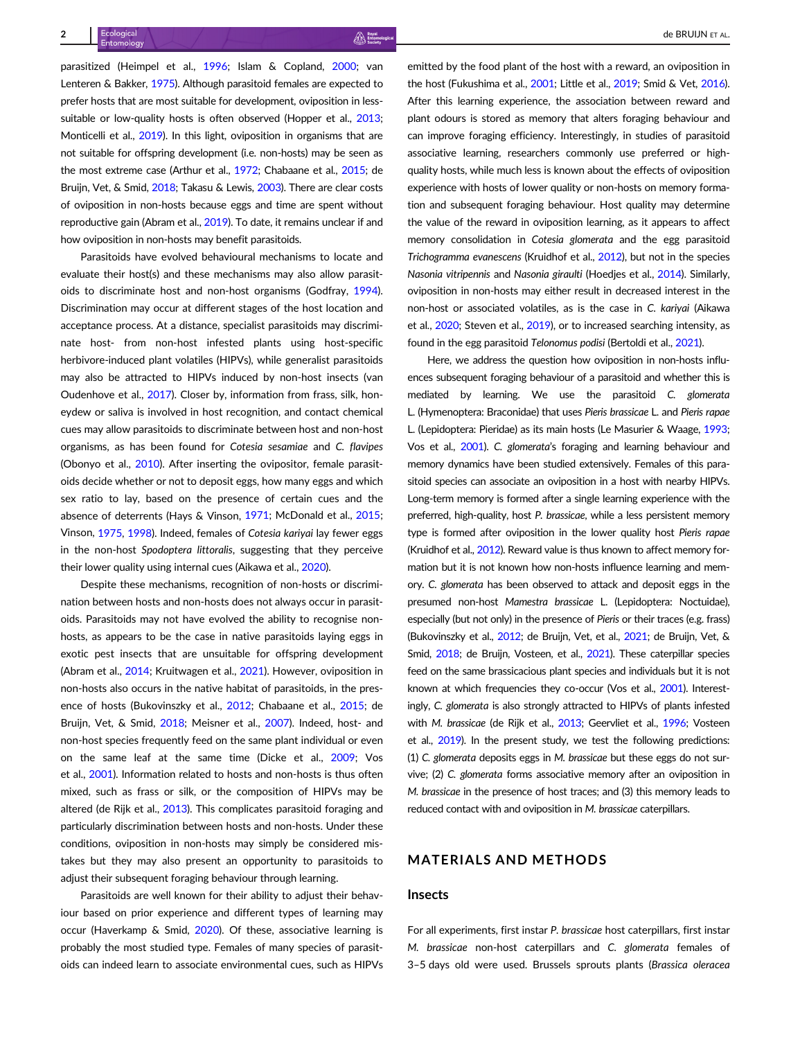parasitized (Heimpel et al., 1996; Islam & Copland, 2000; van Lenteren & Bakker, 1975). Although parasitoid females are expected to prefer hosts that are most suitable for development, oviposition in less-suitable or low-quality hosts is often observed (Hopper et al., 2013; Monticelli et al., 2019). In this light, oviposition in organisms that are not suitable for offspring development (i.e. non-hosts) may be seen as the most extreme case (Arthur et al., 1972; Chabaane et al., 2015; de Bruijn, Vet, & Smid, 2018; Takasu & Lewis, 2003). There are clear costs of oviposition in non-hosts because eggs and time are spent without reproductive gain (Abram et al., 2019). To date, it remains unclear if and how oviposition in non-hosts may benefit parasitoids.

Parasitoids have evolved behavioural mechanisms to locate and evaluate their host(s) and these mechanisms may also allow parasitoids to discriminate host and non-host organisms (Godfray, 1994). Discrimination may occur at different stages of the host location and acceptance process. At a distance, specialist parasitoids may discriminate host- from non-host infested plants using host-specific herbivore-induced plant volatiles (HIPVs), while generalist parasitoids may also be attracted to HIPVs induced by non-host insects (van Oudenhove et al., 2017). Closer by, information from frass, silk, honeydew or saliva is involved in host recognition, and contact chemical cues may allow parasitoids to discriminate between host and non-host organisms, as has been found for *Cotesia sesamiae* and *C. flavipes* (Obonyo et al., 2010). After inserting the ovipositor, female parasitoids decide whether or not to deposit eggs, how many eggs and which sex ratio to lay, based on the presence of certain cues and the absence of deterrents (Hays & Vinson, 1971; McDonald et al., 2015; Vinson, 1975, 1998). Indeed, females of *Cotesia kariyai* lay fewer eggs in the non-host *Spodoptera littoralis*, suggesting that they perceive their lower quality using internal cues (Aikawa et al., 2020).

Despite these mechanisms, recognition of non-hosts or discrimination between hosts and non-hosts does not always occur in parasitoids. Parasitoids may not have evolved the ability to recognise non-hosts, as appears to be the case in native parasitoids laying eggs in exotic pest insects that are unsuitable for offspring development (Abram et al., 2014; Kruitwagen et al., 2021). However, oviposition in non-hosts also occurs in the native habitat of parasitoids, in the presence of hosts (Bukovinszky et al., 2012; Chabaane et al., 2015; de Bruijn, Vet, & Smid, 2018; Meisner et al., 2007). Indeed, host- and non-host species frequently feed on the same plant individual or even on the same leaf at the same time (Dicke et al., 2009; Vos et al., 2001). Information related to hosts and non-hosts is thus often mixed, such as frass or silk, or the composition of HIPVs may be altered (de Rijk et al., 2013). This complicates parasitoid foraging and particularly discrimination between hosts and non-hosts. Under these conditions, oviposition in non-hosts may simply be considered mistakes but they may also present an opportunity to parasitoids to adjust their subsequent foraging behaviour through learning.

Parasitoids are well known for their ability to adjust their behaviour based on prior experience and different types of learning may occur (Haverkamp & Smid, 2020). Of these, associative learning is probably the most studied type. Females of many species of parasitoids can indeed learn to associate environmental cues, such as HIPVs emitted by the food plant of the host with a reward, an oviposition in the host (Fukushima et al., 2001; Little et al., 2019; Smid & Vet, 2016). After this learning experience, the association between reward and plant odours is stored as memory that alters foraging behaviour and can improve foraging efficiency. Interestingly, in studies of parasitoid associative learning, researchers commonly use preferred or high-quality hosts, while much less is known about the effects of oviposition experience with hosts of lower quality or non-hosts on memory formation and subsequent foraging behaviour. Host quality may determine the value of the reward in oviposition learning, as it appears to affect memory consolidation in *Cotesia glomerata* and the egg parasitoid *Trichogramma evanescens* (Kruidhof et al., 2012), but not in the species *Nasonia vitripennis* and *Nasonia giraulti* (Hoedjes et al., 2014). Similarly, oviposition in non-hosts may either result in decreased interest in the non-host or associated volatiles, as is the case in *C. kariyai* (Aikawa et al., 2020; Steven et al., 2019), or to increased searching intensity, as found in the egg parasitoid *Telonomus podisi* (Bertoldi et al., 2021).

Here, we address the question how oviposition in non-hosts influences subsequent foraging behaviour of a parasitoid and whether this is mediated by learning. We use the parasitoid *C. glomerata* L. (Hymenoptera: Braconidae) that uses *Pieris brassicae* L. and *Pieris rapae* L. (Lepidoptera: Pieridae) as its main hosts (Le Masurier & Waage, 1993; Vos et al., 2001). *C. glomerata*'s foraging and learning behaviour and memory dynamics have been studied extensively. Females of this parasitoid species can associate an oviposition in a host with nearby HIPVs. Long-term memory is formed after a single learning experience with the preferred, high-quality, host *P. brassicae*, while a less persistent memory type is formed after oviposition in the lower quality host *Pieris rapae* (Kruidhof et al., 2012). Reward value is thus known to affect memory formation but it is not known how non-hosts influence learning and memory. *C. glomerata* has been observed to attack and deposit eggs in the presumed non-host *Mamestra brassicae* L. (Lepidoptera: Noctuidae), especially (but not only) in the presence of *Pieris* or their traces (e.g. frass) (Bukovinszky et al., 2012; de Bruijn, Vet, et al., 2021; de Bruijn, Vet, & Smid, 2018; de Bruijn, Vosteen, et al., 2021). These caterpillar species feed on the same brassicacious plant species and individuals but it is not known at which frequencies they co-occur (Vos et al., 2001). Interestingly, *C. glomerata* is also strongly attracted to HIPVs of plants infested with *M. brassicae* (de Rijk et al., 2013; Geervliet et al., 1996; Vosteen et al., 2019). In the present study, we test the following predictions: (1) *C. glomerata* deposits eggs in *M. brassicae* but these eggs do not survive; (2) *C. glomerata* forms associative memory after an oviposition in *M. brassicae* in the presence of host traces; and (3) this memory leads to reduced contact with and oviposition in *M. brassicae* caterpillars.

## MATERIALS AND METHODS

### Insects

For all experiments, first instar *P. brassicae* host caterpillars, first instar *M. brassicae* non-host caterpillars and *C. glomerata* females of 3–5 days old were used. Brussels sprouts plants (*Brassica oleracea*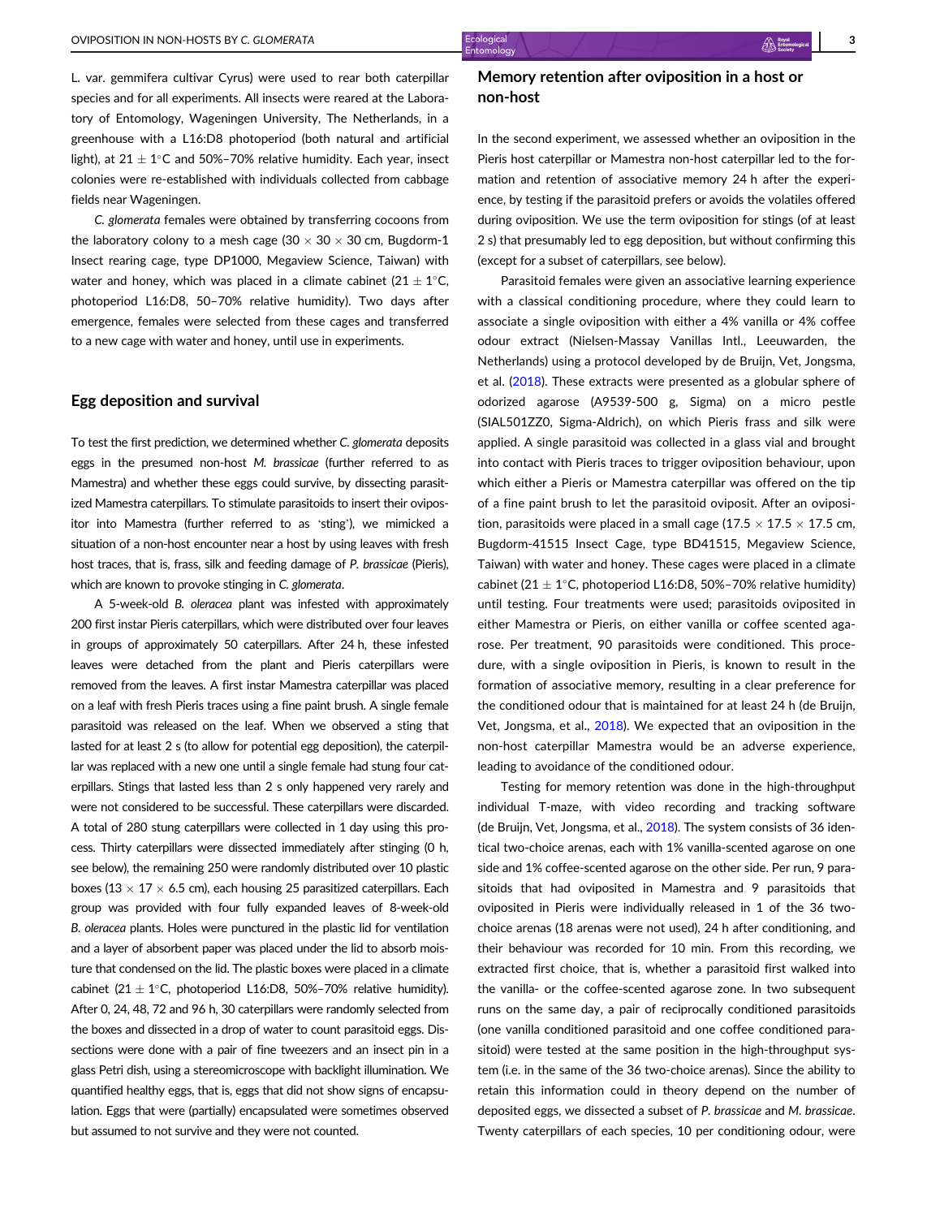L. var. gemmifera cultivar Cyrus) were used to rear both caterpillar species and for all experiments. All insects were reared at the Laboratory of Entomology, Wageningen University, The Netherlands, in a greenhouse with a L16:D8 photoperiod (both natural and artificial light), at 21 ± 1°C and 50%–70% relative humidity. Each year, insect colonies were re-established with individuals collected from cabbage fields near Wageningen.

*C. glomerata* females were obtained by transferring cocoons from the laboratory colony to a mesh cage (30 × 30 × 30 cm, Bugdorm-1 Insect rearing cage, type DP1000, Megaview Science, Taiwan) with water and honey, which was placed in a climate cabinet (21 ± 1°C, photoperiod L16:D8, 50–70% relative humidity). Two days after emergence, females were selected from these cages and transferred to a new cage with water and honey, until use in experiments.

## Egg deposition and survival

To test the first prediction, we determined whether *C. glomerata* deposits eggs in the presumed non-host *M. brassicae* (further referred to as Mamestra) and whether these eggs could survive, by dissecting parasitized Mamestra caterpillars. To stimulate parasitoids to insert their ovipositor into Mamestra (further referred to as 'sting'), we mimicked a situation of a non-host encounter near a host by using leaves with fresh host traces, that is, frass, silk and feeding damage of *P. brassicae* (Pieris), which are known to provoke stinging in *C. glomerata*.

A 5-week-old *B. oleracea* plant was infested with approximately 200 first instar Pieris caterpillars, which were distributed over four leaves in groups of approximately 50 caterpillars. After 24 h, these infested leaves were detached from the plant and Pieris caterpillars were removed from the leaves. A first instar Mamestra caterpillar was placed on a leaf with fresh Pieris traces using a fine paint brush. A single female parasitoid was released on the leaf. When we observed a sting that lasted for at least 2 s (to allow for potential egg deposition), the caterpillar was replaced with a new one until a single female had stung four caterpillars. Stings that lasted less than 2 s only happened very rarely and were not considered to be successful. These caterpillars were discarded. A total of 280 stung caterpillars were collected in 1 day using this process. Thirty caterpillars were dissected immediately after stinging (0 h, see below), the remaining 250 were randomly distributed over 10 plastic boxes (13 × 17 × 6.5 cm), each housing 25 parasitized caterpillars. Each group was provided with four fully expanded leaves of 8-week-old *B. oleracea* plants. Holes were punctured in the plastic lid for ventilation and a layer of absorbent paper was placed under the lid to absorb moisture that condensed on the lid. The plastic boxes were placed in a climate cabinet (21 ± 1°C, photoperiod L16:D8, 50%–70% relative humidity). After 0, 24, 48, 72 and 96 h, 30 caterpillars were randomly selected from the boxes and dissected in a drop of water to count parasitoid eggs. Dissections were done with a pair of fine tweezers and an insect pin in a glass Petri dish, using a stereomicroscope with backlight illumination. We quantified healthy eggs, that is, eggs that did not show signs of encapsulation. Eggs that were (partially) encapsulated were sometimes observed but assumed to not survive and they were not counted.

## Memory retention after oviposition in a host or non-host

In the second experiment, we assessed whether an oviposition in the Pieris host caterpillar or Mamestra non-host caterpillar led to the formation and retention of associative memory 24 h after the experience, by testing if the parasitoid prefers or avoids the volatiles offered during oviposition. We use the term oviposition for stings (of at least 2 s) that presumably led to egg deposition, but without confirming this (except for a subset of caterpillars, see below).

Parasitoid females were given an associative learning experience with a classical conditioning procedure, where they could learn to associate a single oviposition with either a 4% vanilla or 4% coffee odour extract (Nielsen-Massay Vanillas Intl., Leeuwarden, the Netherlands) using a protocol developed by de Bruijn, Vet, Jongsma, et al. (2018). These extracts were presented as a globular sphere of odorized agarose (A9539-500 g, Sigma) on a micro pestle (SIAL501ZZ0, Sigma-Aldrich), on which Pieris frass and silk were applied. A single parasitoid was collected in a glass vial and brought into contact with Pieris traces to trigger oviposition behaviour, upon which either a Pieris or Mamestra caterpillar was offered on the tip of a fine paint brush to let the parasitoid oviposit. After an oviposition, parasitoids were placed in a small cage (17.5 × 17.5 × 17.5 cm, Bugdorm-41515 Insect Cage, type BD41515, Megaview Science, Taiwan) with water and honey. These cages were placed in a climate cabinet (21 ± 1°C, photoperiod L16:D8, 50%–70% relative humidity) until testing. Four treatments were used; parasitoids oviposited in either Mamestra or Pieris, on either vanilla or coffee scented agarose. Per treatment, 90 parasitoids were conditioned. This procedure, with a single oviposition in Pieris, is known to result in the formation of associative memory, resulting in a clear preference for the conditioned odour that is maintained for at least 24 h (de Bruijn, Vet, Jongsma, et al., 2018). We expected that an oviposition in the non-host caterpillar Mamestra would be an adverse experience, leading to avoidance of the conditioned odour.

Testing for memory retention was done in the high-throughput individual T-maze, with video recording and tracking software (de Bruijn, Vet, Jongsma, et al., 2018). The system consists of 36 identical two-choice arenas, each with 1% vanilla-scented agarose on one side and 1% coffee-scented agarose on the other side. Per run, 9 parasitoids that had oviposited in Mamestra and 9 parasitoids that oviposited in Pieris were individually released in 1 of the 36 two-choice arenas (18 arenas were not used), 24 h after conditioning, and their behaviour was recorded for 10 min. From this recording, we extracted first choice, that is, whether a parasitoid first walked into the vanilla- or the coffee-scented agarose zone. In two subsequent runs on the same day, a pair of reciprocally conditioned parasitoids (one vanilla conditioned parasitoid and one coffee conditioned parasitoid) were tested at the same position in the high-throughput system (i.e. in the same of the 36 two-choice arenas). Since the ability to retain this information could in theory depend on the number of deposited eggs, we dissected a subset of *P. brassicae* and *M. brassicae*. Twenty caterpillars of each species, 10 per conditioning odour, were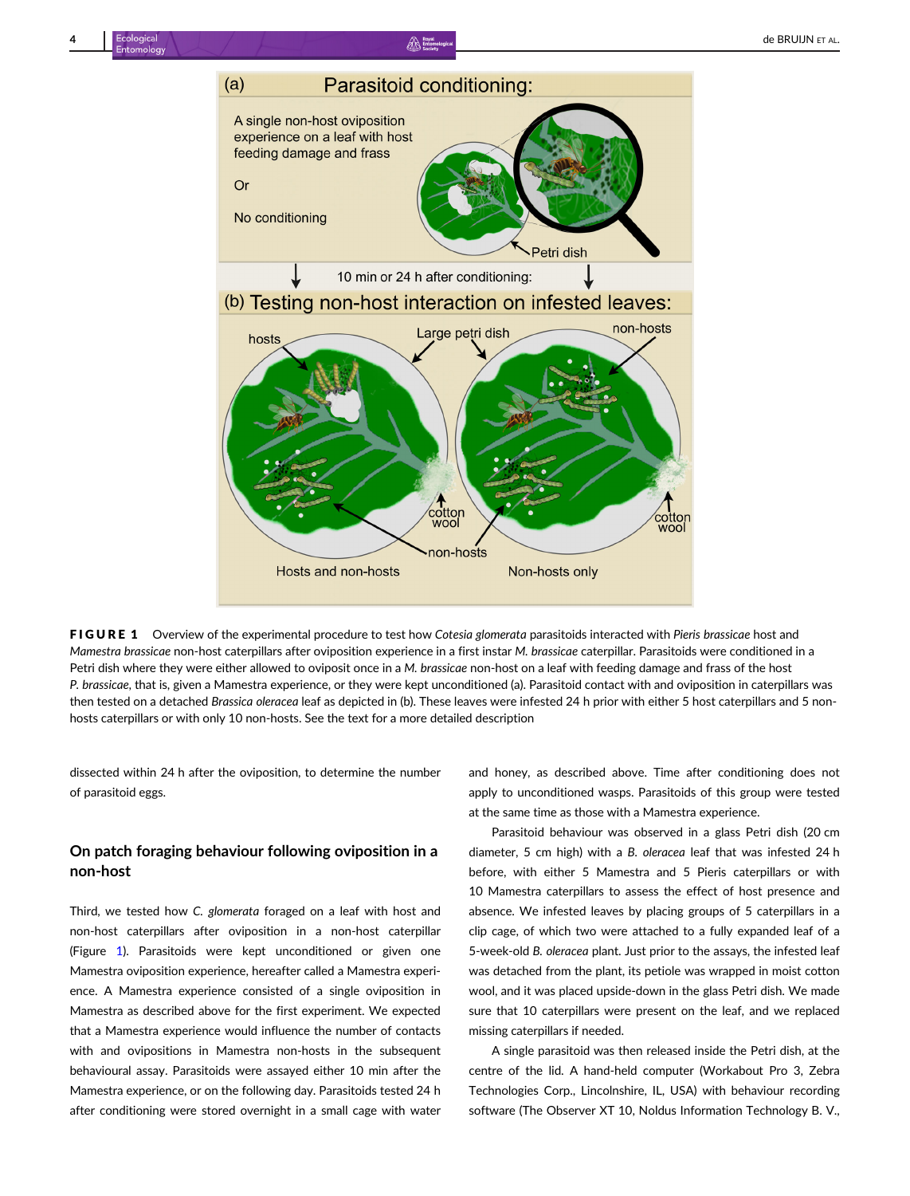**FIGURE 1** Overview of the experimental procedure to test how *Cotesia glomerata* parasitoids interacted with *Pieris brassicae* host and *Mamestra brassicae* non-host caterpillars after oviposition experience in a first instar *M. brassicae* non-host caterpillar. Parasitoids were conditioned in a Petri dish where they were either allowed to oviposit once in a *M. brassicae* non-host on a leaf with feeding damage and frass of the host *P. brassicae*, that is, given a Mamestra experience, or they were kept unconditioned (a). Parasitoid contact with and oviposition in caterpillars was then tested on a detached *Brassica oleracea* leaf as depicted in (b). These leaves were infested 24 h prior with either 5 host caterpillars and 5 non-hosts caterpillars or with only 10 non-hosts. See the text for a more detailed description

dissected within 24 h after the oviposition, to determine the number of parasitoid eggs.

## On patch foraging behaviour following oviposition in a non-host

Third, we tested how *C. glomerata* foraged on a leaf with host and non-host caterpillars after oviposition in a non-host caterpillar (Figure 1). Parasitoids were kept unconditioned or given one Mamestra oviposition experience, hereafter called a Mamestra experience. A Mamestra experience consisted of a single oviposition in Mamestra as described above for the first experiment. We expected that a Mamestra experience would influence the number of contacts with and ovipositions in Mamestra non-hosts in the subsequent behavioural assay. Parasitoids were assayed either 10 min after the Mamestra experience, or on the following day. Parasitoids tested 24 h after conditioning were stored overnight in a small cage with water and honey, as described above. Time after conditioning does not apply to unconditioned wasps. Parasitoids of this group were tested at the same time as those with a Mamestra experience.

Parasitoid behaviour was observed in a glass Petri dish (20 cm diameter, 5 cm high) with a *B. oleracea* leaf that was infested 24 h before, with either 5 Mamestra and 5 Pieris caterpillars or with 10 Mamestra caterpillars to assess the effect of host presence and absence. We infested leaves by placing groups of 5 caterpillars in a clip cage, of which two were attached to a fully expanded leaf of a 5-week-old *B. oleracea* plant. Just prior to the assays, the infested leaf was detached from the plant, its petiole was wrapped in moist cotton wool, and it was placed upside-down in the glass Petri dish. We made sure that 10 caterpillars were present on the leaf, and we replaced missing caterpillars if needed.

A single parasitoid was then released inside the Petri dish, at the centre of the lid. A hand-held computer (Workabout Pro 3, Zebra Technologies Corp., Lincolnshire, IL, USA) with behaviour recording software (The Observer XT 10, Noldus Information Technology B. V.,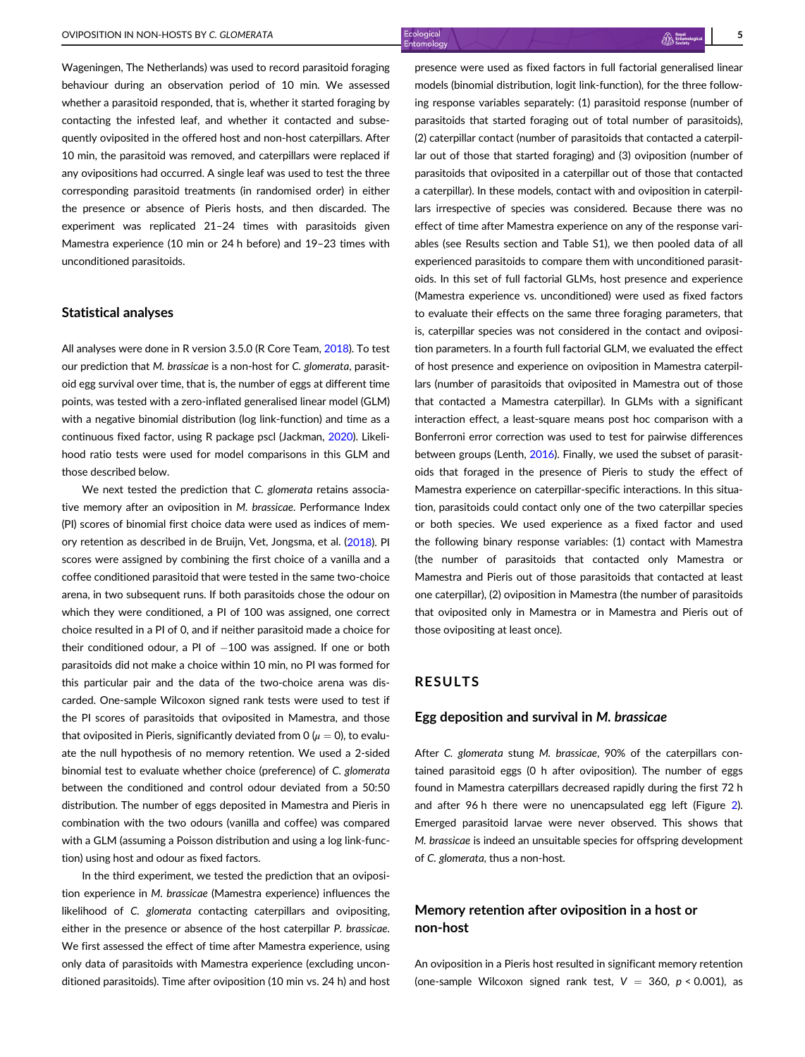Wageningen, The Netherlands) was used to record parasitoid foraging behaviour during an observation period of 10 min. We assessed whether a parasitoid responded, that is, whether it started foraging by contacting the infested leaf, and whether it contacted and subsequently oviposited in the offered host and non-host caterpillars. After 10 min, the parasitoid was removed, and caterpillars were replaced if any ovipositions had occurred. A single leaf was used to test the three corresponding parasitoid treatments (in randomised order) in either the presence or absence of Pieris hosts, and then discarded. The experiment was replicated 21–24 times with parasitoids given Mamestra experience (10 min or 24 h before) and 19–23 times with unconditioned parasitoids.

## Statistical analyses

All analyses were done in R version 3.5.0 (R Core Team, 2018). To test our prediction that *M. brassicae* is a non-host for *C. glomerata*, parasitoid egg survival over time, that is, the number of eggs at different time points, was tested with a zero-inflated generalised linear model (GLM) with a negative binomial distribution (log link-function) and time as a continuous fixed factor, using R package pscl (Jackman, 2020). Likelihood ratio tests were used for model comparisons in this GLM and those described below.

We next tested the prediction that *C. glomerata* retains associative memory after an oviposition in *M. brassicae*. Performance Index (PI) scores of binomial first choice data were used as indices of memory retention as described in de Bruijn, Vet, Jongsma, et al. (2018). PI scores were assigned by combining the first choice of a vanilla and a coffee conditioned parasitoid that were tested in the same two-choice arena, in two subsequent runs. If both parasitoids chose the odour on which they were conditioned, a PI of 100 was assigned, one correct choice resulted in a PI of 0, and if neither parasitoid made a choice for their conditioned odour, a PI of $-100$ was assigned. If one or both parasitoids did not make a choice within 10 min, no PI was formed for this particular pair and the data of the two-choice arena was discarded. One-sample Wilcoxon signed rank tests were used to test if the PI scores of parasitoids that oviposited in Mamestra, and those that oviposited in Pieris, significantly deviated from 0 ($\mu = 0$), to evaluate the null hypothesis of no memory retention. We used a 2-sided binomial test to evaluate whether choice (preference) of *C. glomerata* between the conditioned and control odour deviated from a 50:50 distribution. The number of eggs deposited in Mamestra and Pieris in combination with the two odours (vanilla and coffee) was compared with a GLM (assuming a Poisson distribution and using a log link-function) using host and odour as fixed factors.

In the third experiment, we tested the prediction that an oviposition experience in *M. brassicae* (Mamestra experience) influences the likelihood of *C. glomerata* contacting caterpillars and ovipositing, either in the presence or absence of the host caterpillar *P. brassicae*. We first assessed the effect of time after Mamestra experience, using only data of parasitoids with Mamestra experience (excluding unconditioned parasitoids). Time after oviposition (10 min vs. 24 h) and host presence were used as fixed factors in full factorial generalised linear models (binomial distribution, logit link-function), for the three following response variables separately: (1) parasitoid response (number of parasitoids that started foraging out of total number of parasitoids), (2) caterpillar contact (number of parasitoids that contacted a caterpillar out of those that started foraging) and (3) oviposition (number of parasitoids that oviposited in a caterpillar out of those that contacted a caterpillar). In these models, contact with and oviposition in caterpillars irrespective of species was considered. Because there was no effect of time after Mamestra experience on any of the response variables (see Results section and Table S1), we then pooled data of all experienced parasitoids to compare them with unconditioned parasitoids. In this set of full factorial GLMs, host presence and experience (Mamestra experience vs. unconditioned) were used as fixed factors to evaluate their effects on the same three foraging parameters, that is, caterpillar species was not considered in the contact and oviposition parameters. In a fourth full factorial GLM, we evaluated the effect of host presence and experience on oviposition in Mamestra caterpillars (number of parasitoids that oviposited in Mamestra out of those that contacted a Mamestra caterpillar). In GLMs with a significant interaction effect, a least-square means post hoc comparison with a Bonferroni error correction was used to test for pairwise differences between groups (Lenth, 2016). Finally, we used the subset of parasitoids that foraged in the presence of Pieris to study the effect of Mamestra experience on caterpillar-specific interactions. In this situation, parasitoids could contact only one of the two caterpillar species or both species. We used experience as a fixed factor and used the following binary response variables: (1) contact with Mamestra (the number of parasitoids that contacted only Mamestra or Mamestra and Pieris out of those parasitoids that contacted at least one caterpillar), (2) oviposition in Mamestra (the number of parasitoids that oviposited only in Mamestra or in Mamestra and Pieris out of those ovipositing at least once).

# RESULTS

## Egg deposition and survival in *M. brassicae*

After *C. glomerata* stung *M. brassicae*, 90% of the caterpillars contained parasitoid eggs (0 h after oviposition). The number of eggs found in Mamestra caterpillars decreased rapidly during the first 72 h and after 96 h there were no unencapsulated egg left (Figure 2). Emerged parasitoid larvae were never observed. This shows that *M. brassicae* is indeed an unsuitable species for offspring development of *C. glomerata*, thus a non-host.

## Memory retention after oviposition in a host or non-host

An oviposition in a Pieris host resulted in significant memory retention (one-sample Wilcoxon signed rank test, $V = 360$, $p < 0.001$), as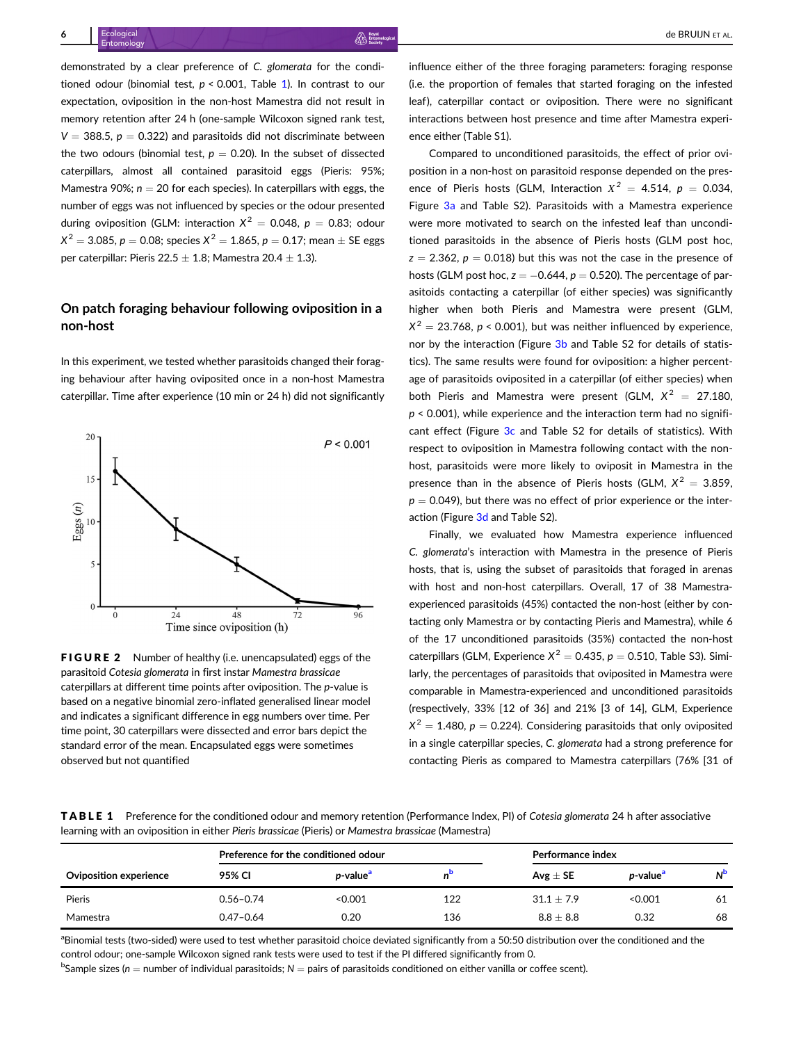demonstrated by a clear preference of *C. glomerata* for the conditioned odour (binomial test, $p < 0.001$, Table 1). In contrast to our expectation, oviposition in the non-host Mamestra did not result in memory retention after 24 h (one-sample Wilcoxon signed rank test, $V = 388.5$, $p = 0.322$) and parasitoids did not discriminate between the two odours (binomial test, $p = 0.20$). In the subset of dissected caterpillars, almost all contained parasitoid eggs (Pieris: 95%; Mamestra 90%; $n = 20$ for each species). In caterpillars with eggs, the number of eggs was not influenced by species or the odour presented during oviposition (GLM: interaction $X^2 = 0.048$, $p = 0.83$; odour $X^2 = 3.085$, $p = 0.08$; species $X^2 = 1.865$, $p = 0.17$; mean ± SE eggs per caterpillar: Pieris 22.5 ± 1.8; Mamestra 20.4 ± 1.3).

## On patch foraging behaviour following oviposition in a non-host

In this experiment, we tested whether parasitoids changed their foraging behaviour after having oviposited once in a non-host Mamestra caterpillar. Time after experience (10 min or 24 h) did not significantly influence either of the three foraging parameters: foraging response (i.e. the proportion of females that started foraging on the infested leaf), caterpillar contact or oviposition. There were no significant interactions between host presence and time after Mamestra experience either (Table S1).

**FIGURE 2** Number of healthy (i.e. unencapsulated) eggs of the parasitoid *Cotesia glomerata* in first instar *Mamestra brassicae* caterpillars at different time points after oviposition. The *p*-value is based on a negative binomial zero-inflated generalised linear model and indicates a significant difference in egg numbers over time. Per time point, 30 caterpillars were dissected and error bars depict the standard error of the mean. Encapsulated eggs were sometimes observed but not quantified

Compared to unconditioned parasitoids, the effect of prior oviposition in a non-host on parasitoid response depended on the presence of Pieris hosts (GLM, Interaction $X^2 = 4.514$, $p = 0.034$, Figure 3a and Table S2). Parasitoids with a Mamestra experience were more motivated to search on the infested leaf than unconditioned parasitoids in the absence of Pieris hosts (GLM post hoc, $z = 2.362$, $p = 0.018$) but this was not the case in the presence of hosts (GLM post hoc, $z = -0.644$, $p = 0.520$). The percentage of parasitoids contacting a caterpillar (of either species) was significantly higher when both Pieris and Mamestra were present (GLM, $X^2 = 23.768$, $p < 0.001$), but was neither influenced by experience, nor by the interaction (Figure 3b and Table S2 for details of statistics). The same results were found for oviposition: a higher percentage of parasitoids oviposited in a caterpillar (of either species) when both Pieris and Mamestra were present (GLM, $X^2 = 27.180$, $p < 0.001$), while experience and the interaction term had no significant effect (Figure 3c and Table S2 for details of statistics). With respect to oviposition in Mamestra following contact with the non-host, parasitoids were more likely to oviposit in Mamestra in the presence than in the absence of Pieris hosts (GLM, $X^2 = 3.859$, $p = 0.049$), but there was no effect of prior experience or the interaction (Figure 3d and Table S2).

Finally, we evaluated how Mamestra experience influenced *C. glomerata*'s interaction with Mamestra in the presence of Pieris hosts, that is, using the subset of parasitoids that foraged in arenas with host and non-host caterpillars. Overall, 17 of 38 Mamestra-experienced parasitoids (45%) contacted the non-host (either by contacting only Mamestra or by contacting Pieris and Mamestra), while 6 of the 17 unconditioned parasitoids (35%) contacted the non-host caterpillars (GLM, Experience $X^2 = 0.435$, $p = 0.510$, Table S3). Similarly, the percentages of parasitoids that oviposited in Mamestra were comparable in Mamestra-experienced and unconditioned parasitoids (respectively, 33% [12 of 36] and 21% [3 of 14], GLM, Experience $X^2 = 1.480$, $p = 0.224$). Considering parasitoids that only oviposited in a single caterpillar species, *C. glomerata* had a strong preference for contacting Pieris as compared to Mamestra caterpillars (76% [31 of

**TABLE 1** Preference for the conditioned odour and memory retention (Performance Index, PI) of *Cotesia glomerata* 24 h after associative learning with an oviposition in either *Pieris brassicae* (Pieris) or *Mamestra brassicae* (Mamestra)

| | Preference for the conditioned odour | | | Performance index | | |
|---|---|---|---|---|---|---|
| Oviposition experience | 95% CI | *p*-value[a] | *n*[b] | Avg ± SE | *p*-value[a] | *N*[b] |
| Pieris | 0.56–0.74 | <0.001 | 122 | 31.1 ± 7.9 | <0.001 | 61 |
| Mamestra | 0.47–0.64 | 0.20 | 136 | 8.8 ± 8.8 | 0.32 | 68 |

[a]Binomial tests (two-sided) were used to test whether parasitoid choice deviated significantly from a 50:50 distribution over the conditioned and the control odour; one-sample Wilcoxon signed rank tests were used to test if the PI differed significantly from 0.

[b]Sample sizes ($n$ = number of individual parasitoids; $N$ = pairs of parasitoids conditioned on either vanilla or coffee scent).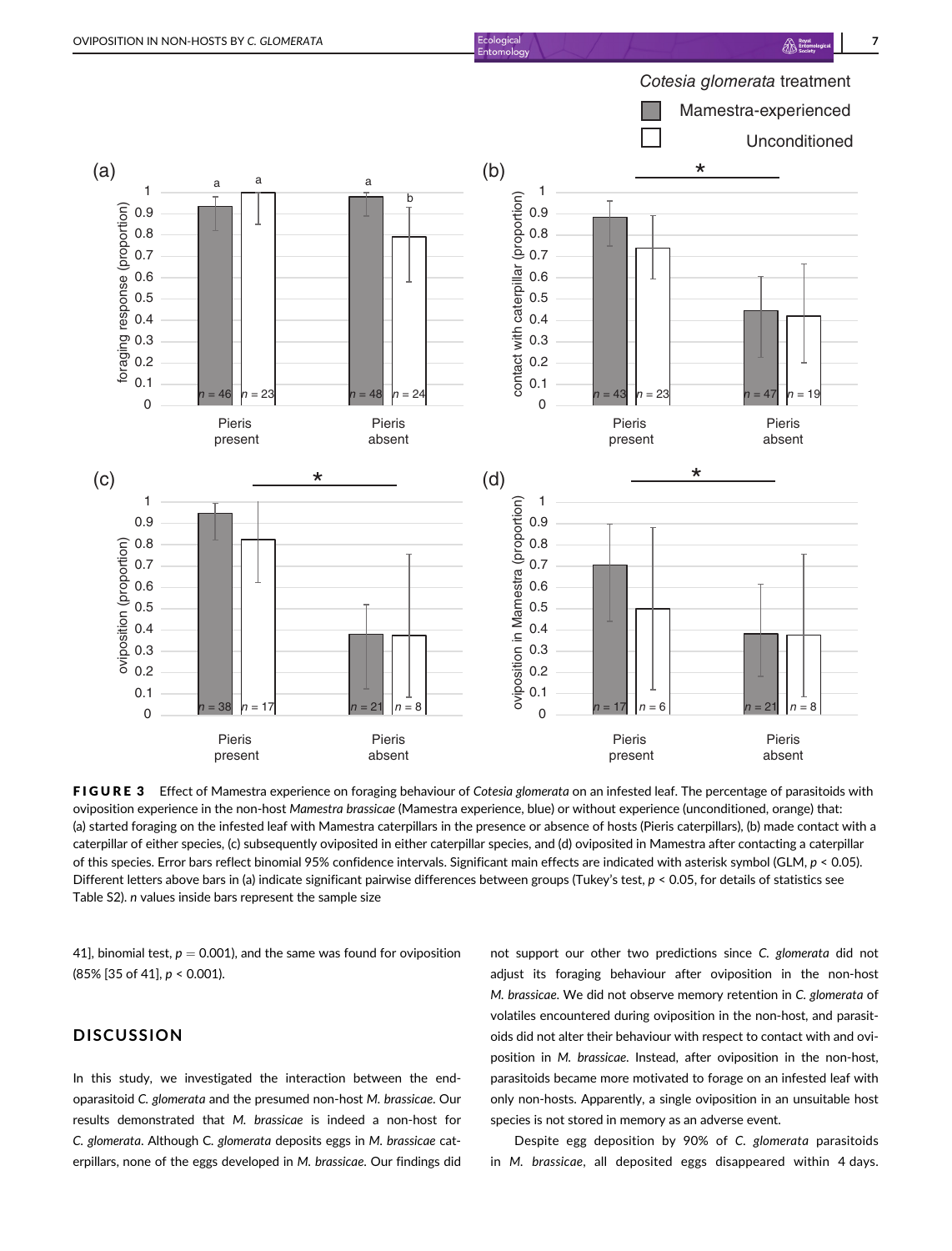**FIGURE 3** Effect of Mamestra experience on foraging behaviour of *Cotesia glomerata* on an infested leaf. The percentage of parasitoids with oviposition experience in the non-host *Mamestra brassicae* (Mamestra experience, blue) or without experience (unconditioned, orange) that: (a) started foraging on the infested leaf with Mamestra caterpillars in the presence or absence of hosts (Pieris caterpillars), (b) made contact with a caterpillar of either species, (c) subsequently oviposited in either caterpillar species, and (d) oviposited in Mamestra after contacting a caterpillar of this species. Error bars reflect binomial 95% confidence intervals. Significant main effects are indicated with asterisk symbol (GLM, $p < 0.05$). Different letters above bars in (a) indicate significant pairwise differences between groups (Tukey's test, $p < 0.05$, for details of statistics see Table S2). *n* values inside bars represent the sample size

41], binomial test, $p = 0.001$), and the same was found for oviposition (85% [35 of 41], $p < 0.001$).

## DISCUSSION

In this study, we investigated the interaction between the endoparasitoid *C. glomerata* and the presumed non-host *M. brassicae*. Our results demonstrated that *M. brassicae* is indeed a non-host for *C. glomerata*. Although C. *glomerata* deposits eggs in *M. brassicae* caterpillars, none of the eggs developed in *M. brassicae*. Our findings did not support our other two predictions since *C. glomerata* did not adjust its foraging behaviour after oviposition in the non-host *M. brassicae*. We did not observe memory retention in *C. glomerata* of volatiles encountered during oviposition in the non-host, and parasitoids did not alter their behaviour with respect to contact with and oviposition in *M. brassicae*. Instead, after oviposition in the non-host, parasitoids became more motivated to forage on an infested leaf with only non-hosts. Apparently, a single oviposition in an unsuitable host species is not stored in memory as an adverse event.

Despite egg deposition by 90% of *C. glomerata* parasitoids in *M. brassicae*, all deposited eggs disappeared within 4 days.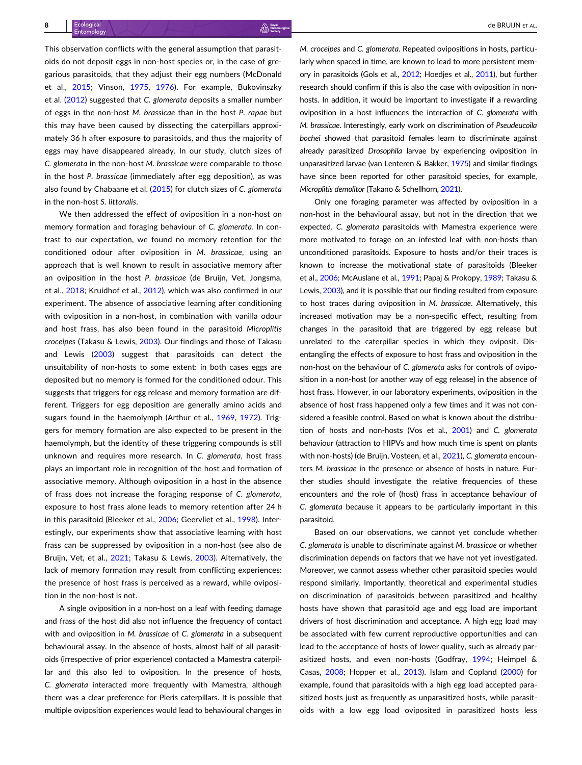This observation conflicts with the general assumption that parasitoids do not deposit eggs in non-host species or, in the case of gregarious parasitoids, that they adjust their egg numbers (McDonald et al., 2015; Vinson, 1975, 1976). For example, Bukovinszky et al. (2012) suggested that *C. glomerata* deposits a smaller number of eggs in the non-host *M. brassicae* than in the host *P. rapae* but this may have been caused by dissecting the caterpillars approximately 36 h after exposure to parasitoids, and thus the majority of eggs may have disappeared already. In our study, clutch sizes of *C. glomerata* in the non-host *M. brassicae* were comparable to those in the host *P. brassicae* (immediately after egg deposition), as was also found by Chabaane et al. (2015) for clutch sizes of *C. glomerata* in the non-host *S. littoralis*.

We then addressed the effect of oviposition in a non-host on memory formation and foraging behaviour of *C. glomerata*. In contrast to our expectation, we found no memory retention for the conditioned odour after oviposition in *M. brassicae*, using an approach that is well known to result in associative memory after an oviposition in the host *P. brassicae* (de Bruijn, Vet, Jongsma, et al., 2018; Kruidhof et al., 2012), which was also confirmed in our experiment. The absence of associative learning after conditioning with oviposition in a non-host, in combination with vanilla odour and host frass, has also been found in the parasitoid *Microplitis croceipes* (Takasu & Lewis, 2003). Our findings and those of Takasu and Lewis (2003) suggest that parasitoids can detect the unsuitability of non-hosts to some extent: in both cases eggs are deposited but no memory is formed for the conditioned odour. This suggests that triggers for egg release and memory formation are different. Triggers for egg deposition are generally amino acids and sugars found in the haemolymph (Arthur et al., 1969, 1972). Triggers for memory formation are also expected to be present in the haemolymph, but the identity of these triggering compounds is still unknown and requires more research. In *C. glomerata*, host frass plays an important role in recognition of the host and formation of associative memory. Although oviposition in a host in the absence of frass does not increase the foraging response of *C. glomerata*, exposure to host frass alone leads to memory retention after 24 h in this parasitoid (Bleeker et al., 2006; Geervliet et al., 1998). Interestingly, our experiments show that associative learning with host frass can be suppressed by oviposition in a non-host (see also de Bruijn, Vet, et al., 2021; Takasu & Lewis, 2003). Alternatively, the lack of memory formation may result from conflicting experiences: the presence of host frass is perceived as a reward, while oviposition in the non-host is not.

A single oviposition in a non-host on a leaf with feeding damage and frass of the host did also not influence the frequency of contact with and oviposition in *M. brassicae* of *C. glomerata* in a subsequent behavioural assay. In the absence of hosts, almost half of all parasitoids (irrespective of prior experience) contacted a Mamestra caterpillar and this also led to oviposition. In the presence of hosts, *C. glomerata* interacted more frequently with Mamestra, although there was a clear preference for Pieris caterpillars. It is possible that multiple oviposition experiences would lead to behavioural changes in *M. croceipes* and *C. glomerata*. Repeated ovipositions in hosts, particularly when spaced in time, are known to lead to more persistent memory in parasitoids (Gols et al., 2012; Hoedjes et al., 2011), but further research should confirm if this is also the case with oviposition in non-hosts. In addition, it would be important to investigate if a rewarding oviposition in a host influences the interaction of *C. glomerata* with *M. brassicae*. Interestingly, early work on discrimination of *Pseudeucoila bochei* showed that parasitoid females learn to discriminate against already parasitized *Drosophila* larvae by experiencing oviposition in unparasitized larvae (van Lenteren & Bakker, 1975) and similar findings have since been reported for other parasitoid species, for example, *Microplitis demolitor* (Takano & Schellhorn, 2021).

Only one foraging parameter was affected by oviposition in a non-host in the behavioural assay, but not in the direction that we expected. *C. glomerata* parasitoids with Mamestra experience were more motivated to forage on an infested leaf with non-hosts than unconditioned parasitoids. Exposure to hosts and/or their traces is known to increase the motivational state of parasitoids (Bleeker et al., 2006; McAuslane et al., 1991; Papaj & Prokopy, 1989; Takasu & Lewis, 2003), and it is possible that our finding resulted from exposure to host traces during oviposition in *M. brassicae*. Alternatively, this increased motivation may be a non-specific effect, resulting from changes in the parasitoid that are triggered by egg release but unrelated to the caterpillar species in which they oviposit. Disentangling the effects of exposure to host frass and oviposition in the non-host on the behaviour of *C. glomerata* asks for controls of oviposition in a non-host (or another way of egg release) in the absence of host frass. However, in our laboratory experiments, oviposition in the absence of host frass happened only a few times and it was not considered a feasible control. Based on what is known about the distribution of hosts and non-hosts (Vos et al., 2001) and *C. glomerata* behaviour (attraction to HIPVs and how much time is spent on plants with non-hosts) (de Bruijn, Vosteen, et al., 2021), *C. glomerata* encounters *M. brassicae* in the presence or absence of hosts in nature. Further studies should investigate the relative frequencies of these encounters and the role of (host) frass in acceptance behaviour of *C. glomerata* because it appears to be particularly important in this parasitoid.

Based on our observations, we cannot yet conclude whether *C. glomerata* is unable to discriminate against *M. brassicae* or whether discrimination depends on factors that we have not yet investigated. Moreover, we cannot assess whether other parasitoid species would respond similarly. Importantly, theoretical and experimental studies on discrimination of parasitoids between parasitized and healthy hosts have shown that parasitoid age and egg load are important drivers of host discrimination and acceptance. A high egg load may be associated with few current reproductive opportunities and can lead to the acceptance of hosts of lower quality, such as already parasitized hosts, and even non-hosts (Godfray, 1994; Heimpel & Casas, 2008; Hopper et al., 2013). Islam and Copland (2000) for example, found that parasitoids with a high egg load accepted parasitized hosts just as frequently as unparasitized hosts, while parasitoids with a low egg load oviposited in parasitized hosts less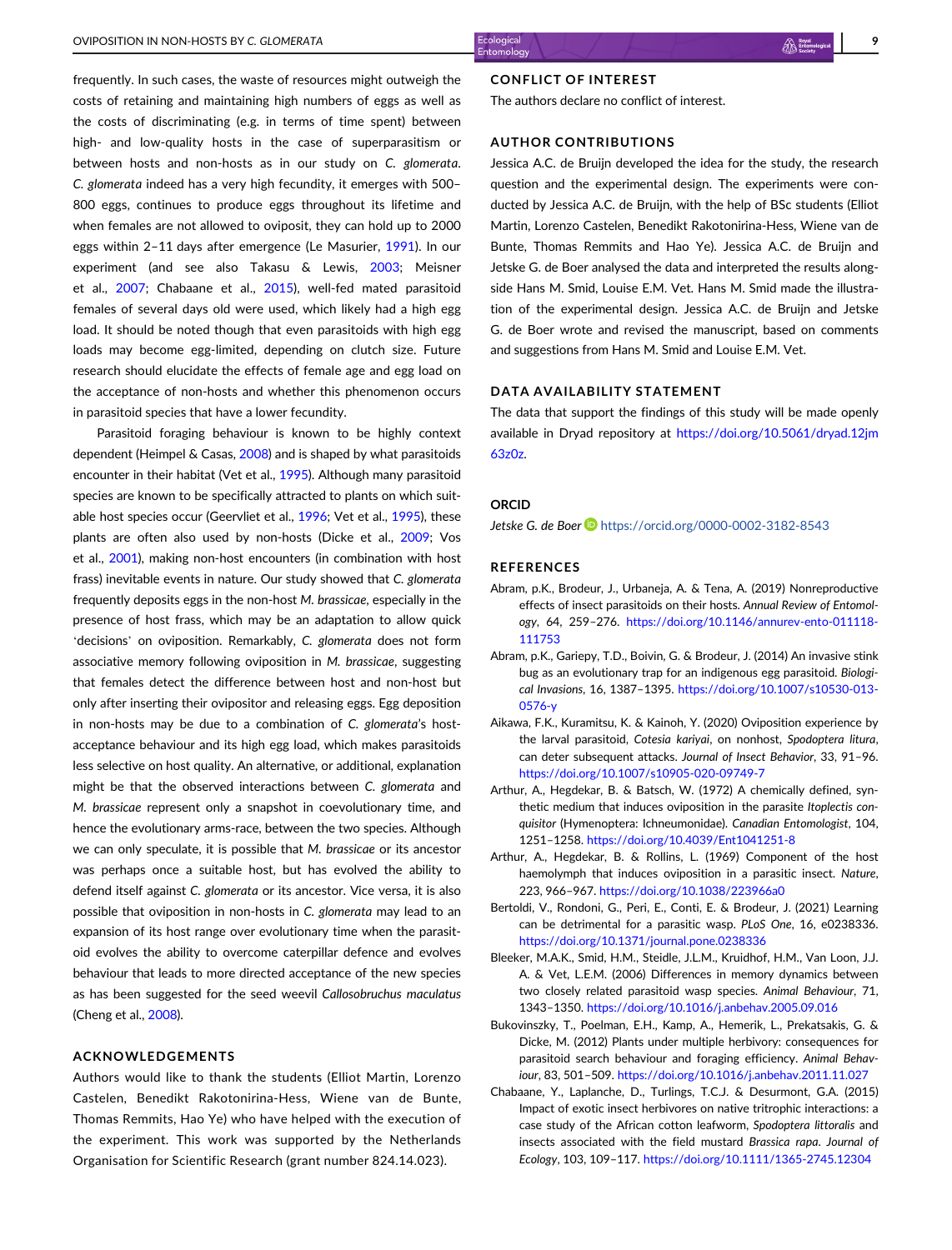frequently. In such cases, the waste of resources might outweigh the costs of retaining and maintaining high numbers of eggs as well as the costs of discriminating (e.g. in terms of time spent) between high- and low-quality hosts in the case of superparasitism or between hosts and non-hosts as in our study on *C. glomerata*. *C. glomerata* indeed has a very high fecundity, it emerges with 500–800 eggs, continues to produce eggs throughout its lifetime and when females are not allowed to oviposit, they can hold up to 2000 eggs within 2–11 days after emergence (Le Masurier, 1991). In our experiment (and see also Takasu & Lewis, 2003; Meisner et al., 2007; Chabaane et al., 2015), well-fed mated parasitoid females of several days old were used, which likely had a high egg load. It should be noted though that even parasitoids with high egg loads may become egg-limited, depending on clutch size. Future research should elucidate the effects of female age and egg load on the acceptance of non-hosts and whether this phenomenon occurs in parasitoid species that have a lower fecundity.

Parasitoid foraging behaviour is known to be highly context dependent (Heimpel & Casas, 2008) and is shaped by what parasitoids encounter in their habitat (Vet et al., 1995). Although many parasitoid species are known to be specifically attracted to plants on which suitable host species occur (Geervliet et al., 1996; Vet et al., 1995), these plants are often also used by non-hosts (Dicke et al., 2009; Vos et al., 2001), making non-host encounters (in combination with host frass) inevitable events in nature. Our study showed that *C. glomerata* frequently deposits eggs in the non-host *M. brassicae*, especially in the presence of host frass, which may be an adaptation to allow quick 'decisions' on oviposition. Remarkably, *C. glomerata* does not form associative memory following oviposition in *M. brassicae*, suggesting that females detect the difference between host and non-host but only after inserting their ovipositor and releasing eggs. Egg deposition in non-hosts may be due to a combination of *C. glomerata*'s host-acceptance behaviour and its high egg load, which makes parasitoids less selective on host quality. An alternative, or additional, explanation might be that the observed interactions between *C. glomerata* and *M. brassicae* represent only a snapshot in coevolutionary time, and hence the evolutionary arms-race, between the two species. Although we can only speculate, it is possible that *M. brassicae* or its ancestor was perhaps once a suitable host, but has evolved the ability to defend itself against *C. glomerata* or its ancestor. Vice versa, it is also possible that oviposition in non-hosts in *C. glomerata* may lead to an expansion of its host range over evolutionary time when the parasitoid evolves the ability to overcome caterpillar defence and evolves behaviour that leads to more directed acceptance of the new species as has been suggested for the seed weevil *Callosobruchus maculatus* (Cheng et al., 2008).

## ACKNOWLEDGEMENTS

Authors would like to thank the students (Elliot Martin, Lorenzo Castelen, Benedikt Rakotonirina-Hess, Wiene van de Bunte, Thomas Remmits, Hao Ye) who have helped with the execution of the experiment. This work was supported by the Netherlands Organisation for Scientific Research (grant number 824.14.023).

## CONFLICT OF INTEREST

The authors declare no conflict of interest.

## AUTHOR CONTRIBUTIONS

Jessica A.C. de Bruijn developed the idea for the study, the research question and the experimental design. The experiments were conducted by Jessica A.C. de Bruijn, with the help of BSc students (Elliot Martin, Lorenzo Castelen, Benedikt Rakotonirina-Hess, Wiene van de Bunte, Thomas Remmits and Hao Ye). Jessica A.C. de Bruijn and Jetske G. de Boer analysed the data and interpreted the results alongside Hans M. Smid, Louise E.M. Vet. Hans M. Smid made the illustration of the experimental design. Jessica A.C. de Bruijn and Jetske G. de Boer wrote and revised the manuscript, based on comments and suggestions from Hans M. Smid and Louise E.M. Vet.

## DATA AVAILABILITY STATEMENT

The data that support the findings of this study will be made openly available in Dryad repository at https://doi.org/10.5061/dryad.12jm63z0z.

## ORCID

*Jetske G. de Boer* https://orcid.org/0000-0002-3182-8543

## REFERENCES

Abram, P.K., Brodeur, J., Urbaneja, A. & Tena, A. (2019) Nonreproductive effects of insect parasitoids on their hosts. *Annual Review of Entomology*, 64, 259–276. https://doi.org/10.1146/annurev-ento-011118-111753

Abram, P.K., Gariepy, T.D., Boivin, G. & Brodeur, J. (2014) An invasive stink bug as an evolutionary trap for an indigenous egg parasitoid. *Biological Invasions*, 16, 1387–1395. https://doi.org/10.1007/s10530-013-0576-y

Aikawa, F.K., Kuramitsu, K. & Kainoh, Y. (2020) Oviposition experience by the larval parasitoid, *Cotesia kariyai*, on nonhost, *Spodoptera litura*, can deter subsequent attacks. *Journal of Insect Behavior*, 33, 91–96. https://doi.org/10.1007/s10905-020-09749-7

Arthur, A., Hegdekar, B. & Batsch, W. (1972) A chemically defined, synthetic medium that induces oviposition in the parasite *Itoplectis conquisitor* (Hymenoptera: Ichneumonidae). *Canadian Entomologist*, 104, 1251–1258. https://doi.org/10.4039/Ent1041251-8

Arthur, A., Hegdekar, B. & Rollins, L. (1969) Component of the host haemolymph that induces oviposition in a parasitic insect. *Nature*, 223, 966–967. https://doi.org/10.1038/223966a0

Bertoldi, V., Rondoni, G., Peri, E., Conti, E. & Brodeur, J. (2021) Learning can be detrimental for a parasitic wasp. *PLoS One*, 16, e0238336. https://doi.org/10.1371/journal.pone.0238336

Bleeker, M.A.K., Smid, H.M., Steidle, J.L.M., Kruidhof, H.M., Van Loon, J.J.A. & Vet, L.E.M. (2006) Differences in memory dynamics between two closely related parasitoid wasp species. *Animal Behaviour*, 71, 1343–1350. https://doi.org/10.1016/j.anbehav.2005.09.016

Bukovinszky, T., Poelman, E.H., Kamp, A., Hemerik, L., Prekatsakis, G. & Dicke, M. (2012) Plants under multiple herbivory: consequences for parasitoid search behaviour and foraging efficiency. *Animal Behaviour*, 83, 501–509. https://doi.org/10.1016/j.anbehav.2011.11.027

Chabaane, Y., Laplanche, D., Turlings, T.C.J. & Desurmont, G.A. (2015) Impact of exotic insect herbivores on native tritrophic interactions: a case study of the African cotton leafworm, *Spodoptera littoralis* and insects associated with the field mustard *Brassica rapa*. *Journal of Ecology*, 103, 109–117. https://doi.org/10.1111/1365-2745.12304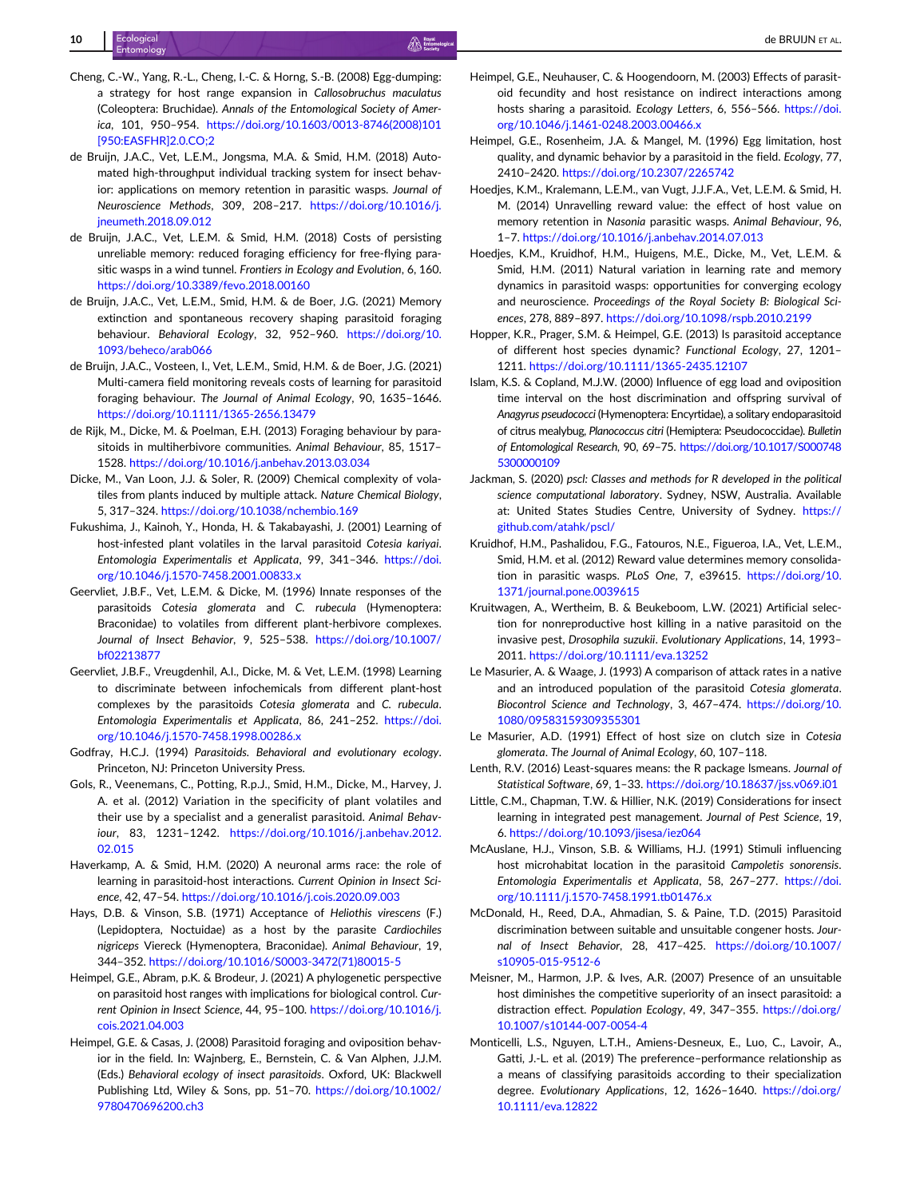Cheng, C.-W., Yang, R.-L., Cheng, I.-C. & Horng, S.-B. (2008) Egg-dumping: a strategy for host range expansion in *Callosobruchus maculatus* (Coleoptera: Bruchidae). *Annals of the Entomological Society of America*, 101, 950–954. https://doi.org/10.1603/0013-8746(2008)101[950:EASFHR]2.0.CO;2

de Bruijn, J.A.C., Vet, L.E.M., Jongsma, M.A. & Smid, H.M. (2018) Automated high-throughput individual tracking system for insect behavior: applications on memory retention in parasitic wasps. *Journal of Neuroscience Methods*, 309, 208–217. https://doi.org/10.1016/j.jneumeth.2018.09.012

de Bruijn, J.A.C., Vet, L.E.M. & Smid, H.M. (2018) Costs of persisting unreliable memory: reduced foraging efficiency for free-flying parasitic wasps in a wind tunnel. *Frontiers in Ecology and Evolution*, 6, 160. https://doi.org/10.3389/fevo.2018.00160

de Bruijn, J.A.C., Vet, L.E.M., Smid, H.M. & de Boer, J.G. (2021) Memory extinction and spontaneous recovery shaping parasitoid foraging behaviour. *Behavioral Ecology*, 32, 952–960. https://doi.org/10.1093/beheco/arab066

de Bruijn, J.A.C., Vosteen, I., Vet, L.E.M., Smid, H.M. & de Boer, J.G. (2021) Multi-camera field monitoring reveals costs of learning for parasitoid foraging behaviour. *The Journal of Animal Ecology*, 90, 1635–1646. https://doi.org/10.1111/1365-2656.13479

de Rijk, M., Dicke, M. & Poelman, E.H. (2013) Foraging behaviour by parasitoids in multiherbivore communities. *Animal Behaviour*, 85, 1517–1528. https://doi.org/10.1016/j.anbehav.2013.03.034

Dicke, M., Van Loon, J.J. & Soler, R. (2009) Chemical complexity of volatiles from plants induced by multiple attack. *Nature Chemical Biology*, 5, 317–324. https://doi.org/10.1038/nchembio.169

Fukushima, J., Kainoh, Y., Honda, H. & Takabayashi, J. (2001) Learning of host-infested plant volatiles in the larval parasitoid *Cotesia kariyai*. *Entomologia Experimentalis et Applicata*, 99, 341–346. https://doi.org/10.1046/j.1570-7458.2001.00833.x

Geervliet, J.B.F., Vet, L.E.M. & Dicke, M. (1996) Innate responses of the parasitoids *Cotesia glomerata* and *C. rubecula* (Hymenoptera: Braconidae) to volatiles from different plant-herbivore complexes. *Journal of Insect Behavior*, 9, 525–538. https://doi.org/10.1007/bf02213877

Geervliet, J.B.F., Vreugdenhil, A.I., Dicke, M. & Vet, L.E.M. (1998) Learning to discriminate between infochemicals from different plant-host complexes by the parasitoids *Cotesia glomerata* and *C. rubecula*. *Entomologia Experimentalis et Applicata*, 86, 241–252. https://doi.org/10.1046/j.1570-7458.1998.00286.x

Godfray, H.C.J. (1994) *Parasitoids. Behavioral and evolutionary ecology*. Princeton, NJ: Princeton University Press.

Gols, R., Veenemans, C., Potting, R.p.J., Smid, H.M., Dicke, M., Harvey, J. A. et al. (2012) Variation in the specificity of plant volatiles and their use by a specialist and a generalist parasitoid. *Animal Behaviour*, 83, 1231–1242. https://doi.org/10.1016/j.anbehav.2012.02.015

Haverkamp, A. & Smid, H.M. (2020) A neuronal arms race: the role of learning in parasitoid-host interactions. *Current Opinion in Insect Science*, 42, 47–54. https://doi.org/10.1016/j.cois.2020.09.003

Hays, D.B. & Vinson, S.B. (1971) Acceptance of *Heliothis virescens* (F.) (Lepidoptera, Noctuidae) as a host by the parasite *Cardiochiles nigriceps* Viereck (Hymenoptera, Braconidae). *Animal Behaviour*, 19, 344–352. https://doi.org/10.1016/S0003-3472(71)80015-5

Heimpel, G.E., Abram, p.K. & Brodeur, J. (2021) A phylogenetic perspective on parasitoid host ranges with implications for biological control. *Current Opinion in Insect Science*, 44, 95–100. https://doi.org/10.1016/j.cois.2021.04.003

Heimpel, G.E. & Casas, J. (2008) Parasitoid foraging and oviposition behavior in the field. In: Wajnberg, E., Bernstein, C. & Van Alphen, J.J.M. (Eds.) *Behavioral ecology of insect parasitoids*. Oxford, UK: Blackwell Publishing Ltd, Wiley & Sons, pp. 51–70. https://doi.org/10.1002/9780470696200.ch3

Heimpel, G.E., Neuhauser, C. & Hoogendoorn, M. (2003) Effects of parasitoid fecundity and host resistance on indirect interactions among hosts sharing a parasitoid. *Ecology Letters*, 6, 556–566. https://doi.org/10.1046/j.1461-0248.2003.00466.x

Heimpel, G.E., Rosenheim, J.A. & Mangel, M. (1996) Egg limitation, host quality, and dynamic behavior by a parasitoid in the field. *Ecology*, 77, 2410–2420. https://doi.org/10.2307/2265742

Hoedjes, K.M., Kralemann, L.E.M., van Vugt, J.J.F.A., Vet, L.E.M. & Smid, H. M. (2014) Unravelling reward value: the effect of host value on memory retention in *Nasonia* parasitic wasps. *Animal Behaviour*, 96, 1–7. https://doi.org/10.1016/j.anbehav.2014.07.013

Hoedjes, K.M., Kruidhof, H.M., Huigens, M.E., Dicke, M., Vet, L.E.M. & Smid, H.M. (2011) Natural variation in learning rate and memory dynamics in parasitoid wasps: opportunities for converging ecology and neuroscience. *Proceedings of the Royal Society B: Biological Sciences*, 278, 889–897. https://doi.org/10.1098/rspb.2010.2199

Hopper, K.R., Prager, S.M. & Heimpel, G.E. (2013) Is parasitoid acceptance of different host species dynamic? *Functional Ecology*, 27, 1201–1211. https://doi.org/10.1111/1365-2435.12107

Islam, K.S. & Copland, M.J.W. (2000) Influence of egg load and oviposition time interval on the host discrimination and offspring survival of *Anagyrus pseudococci* (Hymenoptera: Encyrtidae), a solitary endoparasitoid of citrus mealybug, *Planococcus citri* (Hemiptera: Pseudococcidae). *Bulletin of Entomological Research*, 90, 69–75. https://doi.org/10.1017/S0007485300000109

Jackman, S. (2020) *pscl: Classes and methods for R developed in the political science computational laboratory*. Sydney, NSW, Australia. Available at: United States Studies Centre, University of Sydney. https://github.com/atahk/pscl/

Kruidhof, H.M., Pashalidou, F.G., Fatouros, N.E., Figueroa, I.A., Vet, L.E.M., Smid, H.M. et al. (2012) Reward value determines memory consolidation in parasitic wasps. *PLoS One*, 7, e39615. https://doi.org/10.1371/journal.pone.0039615

Kruitwagen, A., Wertheim, B. & Beukeboom, L.W. (2021) Artificial selection for nonreproductive host killing in a native parasitoid on the invasive pest, *Drosophila suzukii*. *Evolutionary Applications*, 14, 1993–2011. https://doi.org/10.1111/eva.13252

Le Masurier, A. & Waage, J. (1993) A comparison of attack rates in a native and an introduced population of the parasitoid *Cotesia glomerata*. *Biocontrol Science and Technology*, 3, 467–474. https://doi.org/10.1080/09583159309355301

Le Masurier, A.D. (1991) Effect of host size on clutch size in *Cotesia glomerata*. *The Journal of Animal Ecology*, 60, 107–118.

Lenth, R.V. (2016) Least-squares means: the R package lsmeans. *Journal of Statistical Software*, 69, 1–33. https://doi.org/10.18637/jss.v069.i01

Little, C.M., Chapman, T.W. & Hillier, N.K. (2019) Considerations for insect learning in integrated pest management. *Journal of Pest Science*, 19, 6. https://doi.org/10.1093/jisesa/iez064

McAuslane, H.J., Vinson, S.B. & Williams, H.J. (1991) Stimuli influencing host microhabitat location in the parasitoid *Campoletis sonorensis*. *Entomologia Experimentalis et Applicata*, 58, 267–277. https://doi.org/10.1111/j.1570-7458.1991.tb01476.x

McDonald, H., Reed, D.A., Ahmadian, S. & Paine, T.D. (2015) Parasitoid discrimination between suitable and unsuitable congener hosts. *Journal of Insect Behavior*, 28, 417–425. https://doi.org/10.1007/s10905-015-9512-6

Meisner, M., Harmon, J.P. & Ives, A.R. (2007) Presence of an unsuitable host diminishes the competitive superiority of an insect parasitoid: a distraction effect. *Population Ecology*, 49, 347–355. https://doi.org/10.1007/s10144-007-0054-4

Monticelli, L.S., Nguyen, L.T.H., Amiens-Desneux, E., Luo, C., Lavoir, A., Gatti, J.-L. et al. (2019) The preference–performance relationship as a means of classifying parasitoids according to their specialization degree. *Evolutionary Applications*, 12, 1626–1640. https://doi.org/10.1111/eva.12822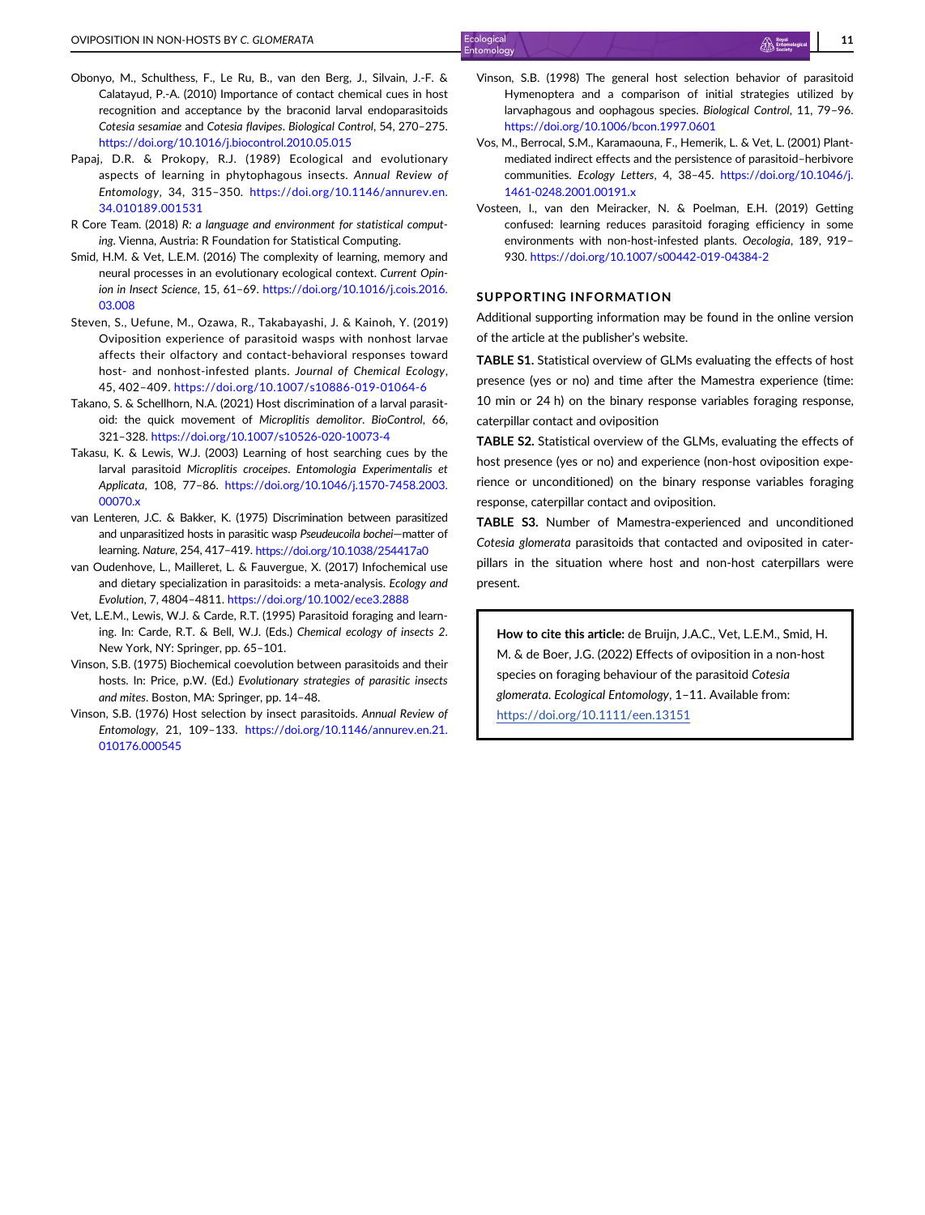Obonyo, M., Schulthess, F., Le Ru, B., van den Berg, J., Silvain, J.-F. & Calatayud, P.-A. (2010) Importance of contact chemical cues in host recognition and acceptance by the braconid larval endoparasitoids *Cotesia sesamiae* and *Cotesia flavipes*. *Biological Control*, 54, 270–275. https://doi.org/10.1016/j.biocontrol.2010.05.015

Papaj, D.R. & Prokopy, R.J. (1989) Ecological and evolutionary aspects of learning in phytophagous insects. *Annual Review of Entomology*, 34, 315–350. https://doi.org/10.1146/annurev.en.34.010189.001531

R Core Team. (2018) *R: a language and environment for statistical computing*. Vienna, Austria: R Foundation for Statistical Computing.

Smid, H.M. & Vet, L.E.M. (2016) The complexity of learning, memory and neural processes in an evolutionary ecological context. *Current Opinion in Insect Science*, 15, 61–69. https://doi.org/10.1016/j.cois.2016.03.008

Steven, S., Uefune, M., Ozawa, R., Takabayashi, J. & Kainoh, Y. (2019) Oviposition experience of parasitoid wasps with nonhost larvae affects their olfactory and contact-behavioral responses toward host- and nonhost-infested plants. *Journal of Chemical Ecology*, 45, 402–409. https://doi.org/10.1007/s10886-019-01064-6

Takano, S. & Schellhorn, N.A. (2021) Host discrimination of a larval parasitoid: the quick movement of *Microplitis demolitor*. *BioControl*, 66, 321–328. https://doi.org/10.1007/s10526-020-10073-4

Takasu, K. & Lewis, W.J. (2003) Learning of host searching cues by the larval parasitoid *Microplitis croceipes*. *Entomologia Experimentalis et Applicata*, 108, 77–86. https://doi.org/10.1046/j.1570-7458.2003.00070.x

van Lenteren, J.C. & Bakker, K. (1975) Discrimination between parasitized and unparasitized hosts in parasitic wasp *Pseudeucoila bochei*—matter of learning. *Nature*, 254, 417–419. https://doi.org/10.1038/254417a0

van Oudenhove, L., Mailleret, L. & Fauvergue, X. (2017) Infochemical use and dietary specialization in parasitoids: a meta-analysis. *Ecology and Evolution*, 7, 4804–4811. https://doi.org/10.1002/ece3.2888

Vet, L.E.M., Lewis, W.J. & Carde, R.T. (1995) Parasitoid foraging and learning. In: Carde, R.T. & Bell, W.J. (Eds.) *Chemical ecology of insects 2*. New York, NY: Springer, pp. 65–101.

Vinson, S.B. (1975) Biochemical coevolution between parasitoids and their hosts. In: Price, p.W. (Ed.) *Evolutionary strategies of parasitic insects and mites*. Boston, MA: Springer, pp. 14–48.

Vinson, S.B. (1976) Host selection by insect parasitoids. *Annual Review of Entomology*, 21, 109–133. https://doi.org/10.1146/annurev.en.21.010176.000545

Vinson, S.B. (1998) The general host selection behavior of parasitoid Hymenoptera and a comparison of initial strategies utilized by larvaphagous and oophagous species. *Biological Control*, 11, 79–96. https://doi.org/10.1006/bcon.1997.0601

Vos, M., Berrocal, S.M., Karamaouna, F., Hemerik, L. & Vet, L. (2001) Plant-mediated indirect effects and the persistence of parasitoid–herbivore communities. *Ecology Letters*, 4, 38–45. https://doi.org/10.1046/j.1461-0248.2001.00191.x

Vosteen, I., van den Meiracker, N. & Poelman, E.H. (2019) Getting confused: learning reduces parasitoid foraging efficiency in some environments with non-host-infested plants. *Oecologia*, 189, 919–930. https://doi.org/10.1007/s00442-019-04384-2

## SUPPORTING INFORMATION

Additional supporting information may be found in the online version of the article at the publisher's website.

**TABLE S1.** Statistical overview of GLMs evaluating the effects of host presence (yes or no) and time after the Mamestra experience (time: 10 min or 24 h) on the binary response variables foraging response, caterpillar contact and oviposition

**TABLE S2.** Statistical overview of the GLMs, evaluating the effects of host presence (yes or no) and experience (non-host oviposition experience or unconditioned) on the binary response variables foraging response, caterpillar contact and oviposition.

**TABLE S3.** Number of Mamestra-experienced and unconditioned *Cotesia glomerata* parasitoids that contacted and oviposited in caterpillars in the situation where host and non-host caterpillars were present.

**How to cite this article:** de Bruijn, J.A.C., Vet, L.E.M., Smid, H.M. & de Boer, J.G. (2022) Effects of oviposition in a non-host species on foraging behaviour of the parasitoid *Cotesia glomerata*. *Ecological Entomology*, 1–11. Available from: https://doi.org/10.1111/een.13151